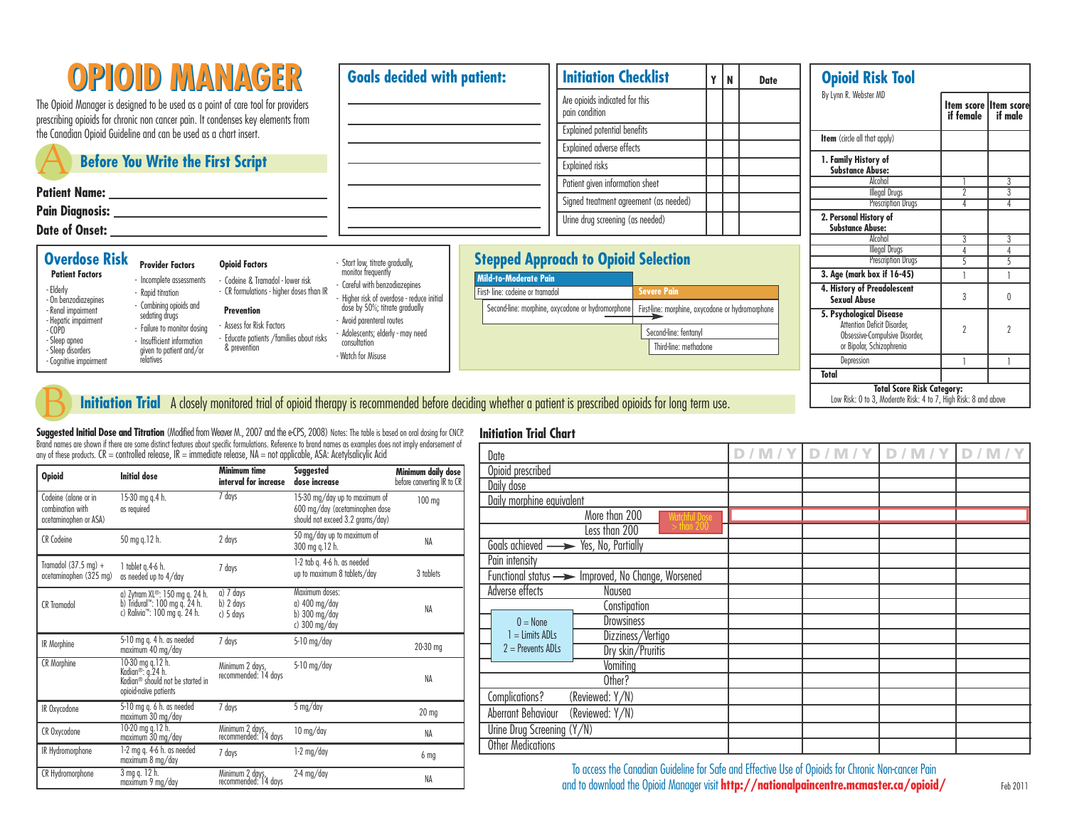# OPIOID MANAGER

The Opioid Manager is designed to be used as a point of care tool for providers prescribing opioids for chronic non cancer pain. It condenses key elements from the Canadian Opioid Guideline and can be used as a chart insert.

## A Before You Write the First Script

**Patient Name:** ____________________

**Pain Diagnosis:** ____________________

**Date of Onset:** ____________________

### Goals decided with patient:

____________________

____________________

____________________

____________________

____________________

____________________

### Initiation Checklist

| Initiation Checklist | Y | N | Date |
|---|---|---|---|
| Are opioids indicated for this pain condition | | | |
| Explained potential benefits | | | |
| Explained adverse effects | | | |
| Explained risks | | | |
| Patient given information sheet | | | |
| Signed treatment agreement (as needed) | | | |
| Urine drug screening (as needed) | | | |

### Opioid Risk Tool

By Lynn R. Webster MD

| Item (circle all that apply) | Item score if female | Item score if male |
|---|---|---|
| **1. Family History of Substance Abuse:** | | |
| Alcohol | 1 | 3 |
| Illegal Drugs | 2 | 3 |
| Prescription Drugs | 4 | 4 |
| **2. Personal History of Substance Abuse:** | | |
| Alcohol | 3 | 3 |
| Illegal Drugs | 4 | 4 |
| Prescription Drugs | 5 | 5 |
| **3. Age (mark box if 16-45)** | 1 | 1 |
| **4. History of Preadolescent Sexual Abuse** | 3 | 0 |
| **5. Psychological Disease** Attention Deficit Disorder, Obsessive-Compulsive Disorder, or Bipolar, Schizophrenia | 2 | 2 |
| Depression | 1 | 1 |
| **Total** | | |

**Total Score Risk Category:**
Low Risk: 0 to 3, Moderate Risk: 4 to 7, High Risk: 8 and above

### Overdose Risk

**Patient Factors**
- Elderly
- On benzodiazepines
- Renal impairment
- Hepatic impairment
- COPD
- Sleep apnea
- Sleep disorders
- Cognitive impairment

**Provider Factors**
- Incomplete assessments
- Rapid titration
- Combining opioids and sedating drugs
- Failure to monitor dosing
- Insufficient information given to patient and/or relatives

**Opioid Factors**
- Codeine & Tramadol - lower risk
- CR formulations - higher doses than IR

**Prevention**
- Assess for Risk Factors
- Educate patients /families about risks & prevention
- Start low, titrate gradually, monitor frequently
- Careful with benzodiazepines
- Higher risk of overdose - reduce initial dose by 50%; titrate gradually
- Avoid parenteral routes
- Adolescents; elderly - may need consultation
- Watch for Misuse

### Stepped Approach to Opioid Selection

**Mild-to-Moderate Pain**
- First- line: codeine or tramadol
- Second-line: morphine, oxycodone or hydromorphone

**Severe Pain**
- First-line: morphine, oxycodone or hydromorphone
- Second-line: fentanyl
- Third-line: methadone

## B Initiation Trial

A closely monitored trial of opioid therapy is recommended before deciding whether a patient is prescribed opioids for long term use.

**Suggested Initial Dose and Titration** (Modified from Weaver M., 2007 and the e-CPS, 2008) Notes: The table is based on oral dosing for CNCP. Brand names are shown if there are some distinct features about specific formulations. Reference to brand names as examples does not imply endorsement of any of these products. CR = controlled release, IR = immediate release, NA = not applicable, ASA: Acetylsalicylic Acid

| Opioid | Initial dose | Minimum time interval for increase | Suggested dose increase | Minimum daily dose before converting IR to CR |
|---|---|---|---|---|
| Codeine (alone or in combination with acetaminophen or ASA) | 15-30 mg q.4 h. as required | 7 days | 15-30 mg/day up to maximum of 600 mg/day (acetaminophen dose should not exceed 3.2 grams/day) | 100 mg |
| CR Codeine | 50 mg q.12 h. | 2 days | 50 mg/day up to maximum of 300 mg q.12 h. | NA |
| Tramadol (37.5 mg) + acetaminophen (325 mg) | 1 tablet q.4-6 h. as needed up to 4/day | 7 days | 1-2 tab q. 4-6 h. as needed up to maximum 8 tablets/day | 3 tablets |
| CR Tramadol | a) Zytram XL®: 150 mg q. 24 h. b) Tridural™: 100 mg q. 24 h. c) Ralivia™: 100 mg q. 24 h. | a) 7 days b) 2 days c) 5 days | Maximum doses: a) 400 mg/day b) 300 mg/day c) 300 mg/day | NA |
| IR Morphine | 5-10 mg q. 4 h. as needed maximum 40 mg/day | 7 days | 5-10 mg/day | 20-30 mg |
| CR Morphine | 10-30 mg q.12 h. Kadian®: q.24 h. Kadian® should not be started in opioid-naïve patients | Minimum 2 days, recommended: 14 days | 5-10 mg/day | NA |
| IR Oxycodone | 5-10 mg q. 6 h. as needed maximum 30 mg/day | 7 days | 5 mg/day | 20 mg |
| CR Oxycodone | 10-20 mg q.12 h. maximum 30 mg/day | Minimum 2 days, recommended: 14 days | 10 mg/day | NA |
| IR Hydromorphone | 1-2 mg q. 4-6 h. as needed maximum 8 mg/day | 7 days | 1-2 mg/day | 6 mg |
| CR Hydromorphone | 3 mg q. 12 h. maximum 9 mg/day | Minimum 2 days, recommended: 14 days | 2-4 mg/day | NA |

### Initiation Trial Chart

| Date | D / M / Y | D / M / Y | D / M / Y | D / M / Y |
|---|---|---|---|---|
| Opioid prescribed | | | | |
| Daily dose | | | | |
| Daily morphine equivalent | | | | |
| More than 200 (Watchful Dose > than 200) | | | | |
| Less than 200 | | | | |
| Goals achieved → Yes, No, Partially | | | | |
| Pain intensity | | | | |
| Functional status → Improved, No Change, Worsened | | | | |
| Adverse effects: Nausea | | | | |
| Constipation | | | | |
| Drowsiness | | | | |
| Dizziness/Vertigo | | | | |
| Dry skin/Pruritis | | | | |
| Vomiting | | | | |
| Other? | | | | |
| Complications? (Reviewed: Y/N) | | | | |
| Aberrant Behaviour (Reviewed: Y/N) | | | | |
| Urine Drug Screening (Y/N) | | | | |
| Other Medications | | | | |

Adverse effects scale: 0 = None; 1 = Limits ADLs; 2 = Prevents ADLs

To access the Canadian Guideline for Safe and Effective Use of Opioids for Chronic Non-cancer Pain and to download the Opioid Manager visit **http://nationalpaincentre.mcmaster.ca/opioid/**

Feb 2011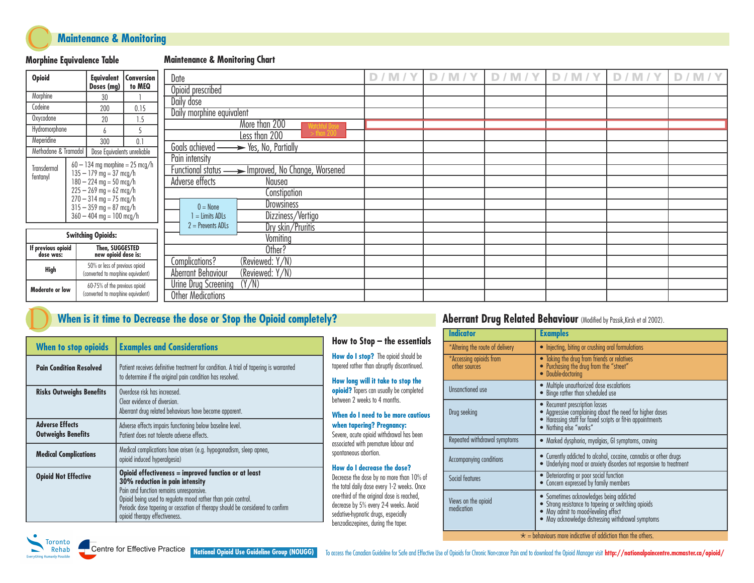## C Maintenance & Monitoring

### Morphine Equivalence Table

| Opioid | Equivalent Doses (mg) | Conversion to MEQ |
|---|---|---|
| Morphine | 30 | 1 |
| Codeine | 200 | 0.15 |
| Oxycodone | 20 | 1.5 |
| Hydromorphone | 6 | 5 |
| Meperidine | 300 | 0.1 |
| Methadone & Tramadol | Dose Equivalents unreliable | |
| Transdermal fentanyl | 60 – 134 mg morphine = 25 mcg/h<br>135 – 179 mg = 37 mcg/h<br>180 – 224 mg = 50 mcg/h<br>225 – 269 mg = 62 mcg/h<br>270 – 314 mg = 75 mcg/h<br>315 – 359 mg = 87 mcg/h<br>360 – 404 mg = 100 mcg/h | |

### Switching Opioids:

| If previous opioid dose was: | Then, SUGGESTED new opioid dose is: |
|---|---|
| High | 50% or less of previous opioid (converted to morphine equivalent) |
| Moderate or low | 60-75% of the previous opioid (converted to morphine equivalent) |

### Maintenance & Monitoring Chart

| Date | D / M / Y | D / M / Y | D / M / Y | D / M / Y | D / M / Y | D / M / Y |
|---|---|---|---|---|---|---|
| Opioid prescribed | | | | | | |
| Daily dose | | | | | | |
| Daily morphine equivalent | | | | | | |
| More than 200 (Watchful Dose > than 200) | | | | | | |
| Less than 200 | | | | | | |
| Goals achieved ⟶ Yes, No, Partially | | | | | | |
| Pain intensity | | | | | | |
| Functional status ⟶ Improved, No Change, Worsened | | | | | | |
| Adverse effects: Nausea | | | | | | |
| Constipation | | | | | | |
| Drowsiness | | | | | | |
| Dizziness/Vertigo | | | | | | |
| Dry skin/Pruritis | | | | | | |
| Vomiting | | | | | | |
| Other? | | | | | | |
| Complications? (Reviewed: Y/N) | | | | | | |
| Aberrant Behaviour (Reviewed: Y/N) | | | | | | |
| Urine Drug Screening (Y/N) | | | | | | |
| Other Medications | | | | | | |

Adverse effects scale: 0 = None; 1 = Limits ADLs; 2 = Prevents ADLs

## D When is it time to Decrease the dose or Stop the Opioid completely?

| When to stop opioids | Examples and Considerations |
|---|---|
| **Pain Condition Resolved** | Patient receives definitive treatment for condition. A trial of tapering is warranted to determine if the original pain condition has resolved. |
| **Risks Outweighs Benefits** | Overdose risk has increased.<br>Clear evidence of diversion.<br>Aberrant drug related behaviours have become apparent. |
| **Adverse Effects Outweighs Benefits** | Adverse effects impairs functioning below baseline level.<br>Patient does not tolerate adverse effects. |
| **Medical Complications** | Medical complications have arisen (e.g. hypogonadism, sleep apnea, opioid induced hyperalgesia) |
| **Opioid Not Effective** | **Opioid effectiveness = improved function or at least 30% reduction in pain intensity**<br>Pain and function remains unresponsive.<br>Opioid being used to regulate mood rather than pain control.<br>Periodic dose tapering or cessation of therapy should be considered to confirm opioid therapy effectiveness. |

### How to Stop – the essentials

**How do I stop?** The opioid should be tapered rather than abruptly discontinued.

**How long will it take to stop the opioid?** Tapers can usually be completed between 2 weeks to 4 months.

**When do I need to be more cautious when tapering? Pregnancy:** Severe, acute opioid withdrawal has been associated with premature labour and spontaneous abortion.

**How do I decrease the dose?** Decrease the dose by no more than 10% of the total daily dose every 1-2 weeks. Once one-third of the original dose is reached, decrease by 5% every 2-4 weeks. Avoid sedative-hypnotic drugs, especially benzodiazepines, during the taper.

### Aberrant Drug Related Behaviour (Modified by Passik, Kirsh et al 2002).

| Indicator | Examples |
|---|---|
| *Altering the route of delivery | • Injecting, biting or crushing oral formulations |
| *Accessing opioids from other sources | • Taking the drug from friends or relatives<br>• Purchasing the drug from the "street"<br>• Double-doctoring |
| Unsanctioned use | • Multiple unauthorized dose escalations<br>• Binge rather than scheduled use |
| Drug seeking | • Recurrent prescription losses<br>• Aggressive complaining about the need for higher doses<br>• Harassing staff for faxed scripts or fit-in appointments<br>• Nothing else "works" |
| Repeated withdrawal symptoms | • Marked dysphoria, myalgias, GI symptoms, craving |
| Accompanying conditions | • Currently addicted to alcohol, cocaine, cannabis or other drugs<br>• Underlying mood or anxiety disorders not responsive to treatment |
| Social features | • Deteriorating or poor social function<br>• Concern expressed by family members |
| Views on the opioid medication | • Sometimes acknowledges being addicted<br>• Strong resistance to tapering or switching opioids<br>• May admit to mood-leveling effect<br>• May acknowledge distressing withdrawal symptoms |

* = behaviours more indicative of addiction than the others.

Toronto Rehab — Everything Humanly Possible | Centre for Effective Practice | National Opioid Use Guideline Group (NOUGG)

To access the Canadian Guideline for Safe and Effective Use of Opioids for Chronic Non-cancer Pain and to download the Opioid Manager visit **http://nationalpaincentre.mcmaster.ca/opioid/**